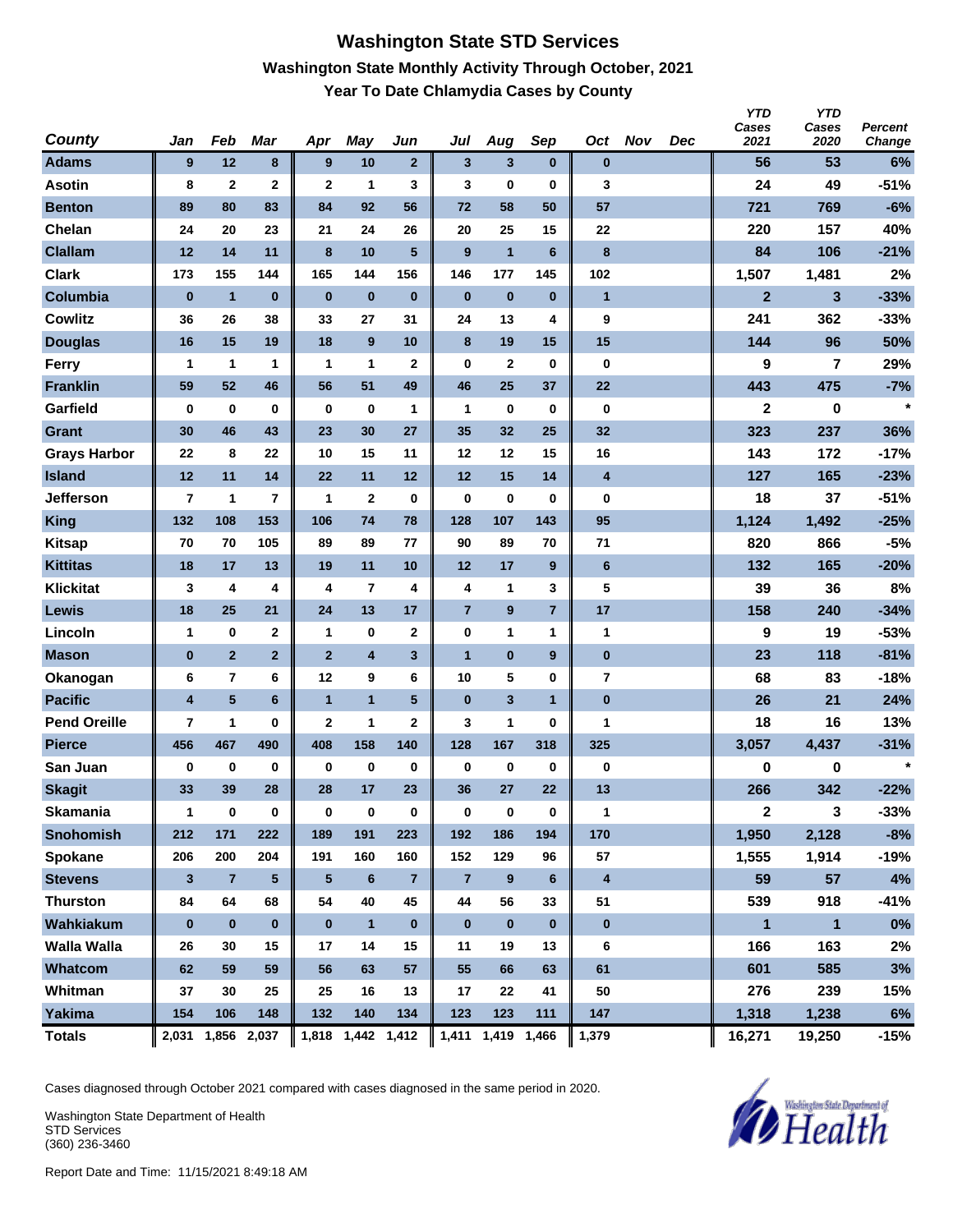# Washington State STD Services

## Washington State Monthly Activity Through October, 2021

### Year To Date Chlamydia Cases by County

| County | Jan | Feb | Mar | Apr | May | Jun | Jul | Aug | Sep | Oct | Nov | Dec | YTD Cases 2021 | YTD Cases 2020 | Percent Change |
|---|---|---|---|---|---|---|---|---|---|---|---|---|---|---|---|
| Adams | 9 | 12 | 8 | 9 | 10 | 2 | 3 | 3 | 0 | 0 | | | 56 | 53 | 6% |
| Asotin | 8 | 2 | 2 | 2 | 1 | 3 | 3 | 0 | 0 | 3 | | | 24 | 49 | -51% |
| Benton | 89 | 80 | 83 | 84 | 92 | 56 | 72 | 58 | 50 | 57 | | | 721 | 769 | -6% |
| Chelan | 24 | 20 | 23 | 21 | 24 | 26 | 20 | 25 | 15 | 22 | | | 220 | 157 | 40% |
| Clallam | 12 | 14 | 11 | 8 | 10 | 5 | 9 | 1 | 6 | 8 | | | 84 | 106 | -21% |
| Clark | 173 | 155 | 144 | 165 | 144 | 156 | 146 | 177 | 145 | 102 | | | 1,507 | 1,481 | 2% |
| Columbia | 0 | 1 | 0 | 0 | 0 | 0 | 0 | 0 | 0 | 1 | | | 2 | 3 | -33% |
| Cowlitz | 36 | 26 | 38 | 33 | 27 | 31 | 24 | 13 | 4 | 9 | | | 241 | 362 | -33% |
| Douglas | 16 | 15 | 19 | 18 | 9 | 10 | 8 | 19 | 15 | 15 | | | 144 | 96 | 50% |
| Ferry | 1 | 1 | 1 | 1 | 1 | 2 | 0 | 2 | 0 | 0 | | | 9 | 7 | 29% |
| Franklin | 59 | 52 | 46 | 56 | 51 | 49 | 46 | 25 | 37 | 22 | | | 443 | 475 | -7% |
| Garfield | 0 | 0 | 0 | 0 | 0 | 1 | 1 | 0 | 0 | 0 | | | 2 | 0 | * |
| Grant | 30 | 46 | 43 | 23 | 30 | 27 | 35 | 32 | 25 | 32 | | | 323 | 237 | 36% |
| Grays Harbor | 22 | 8 | 22 | 10 | 15 | 11 | 12 | 12 | 15 | 16 | | | 143 | 172 | -17% |
| Island | 12 | 11 | 14 | 22 | 11 | 12 | 12 | 15 | 14 | 4 | | | 127 | 165 | -23% |
| Jefferson | 7 | 1 | 7 | 1 | 2 | 0 | 0 | 0 | 0 | 0 | | | 18 | 37 | -51% |
| King | 132 | 108 | 153 | 106 | 74 | 78 | 128 | 107 | 143 | 95 | | | 1,124 | 1,492 | -25% |
| Kitsap | 70 | 70 | 105 | 89 | 89 | 77 | 90 | 89 | 70 | 71 | | | 820 | 866 | -5% |
| Kittitas | 18 | 17 | 13 | 19 | 11 | 10 | 12 | 17 | 9 | 6 | | | 132 | 165 | -20% |
| Klickitat | 3 | 4 | 4 | 4 | 7 | 4 | 4 | 1 | 3 | 5 | | | 39 | 36 | 8% |
| Lewis | 18 | 25 | 21 | 24 | 13 | 17 | 7 | 9 | 7 | 17 | | | 158 | 240 | -34% |
| Lincoln | 1 | 0 | 2 | 1 | 0 | 2 | 0 | 1 | 1 | 1 | | | 9 | 19 | -53% |
| Mason | 0 | 2 | 2 | 2 | 4 | 3 | 1 | 0 | 9 | 0 | | | 23 | 118 | -81% |
| Okanogan | 6 | 7 | 6 | 12 | 9 | 6 | 10 | 5 | 0 | 7 | | | 68 | 83 | -18% |
| Pacific | 4 | 5 | 6 | 1 | 1 | 5 | 0 | 3 | 1 | 0 | | | 26 | 21 | 24% |
| Pend Oreille | 7 | 1 | 0 | 2 | 1 | 2 | 3 | 1 | 0 | 1 | | | 18 | 16 | 13% |
| Pierce | 456 | 467 | 490 | 408 | 158 | 140 | 128 | 167 | 318 | 325 | | | 3,057 | 4,437 | -31% |
| San Juan | 0 | 0 | 0 | 0 | 0 | 0 | 0 | 0 | 0 | 0 | | | 0 | 0 | * |
| Skagit | 33 | 39 | 28 | 28 | 17 | 23 | 36 | 27 | 22 | 13 | | | 266 | 342 | -22% |
| Skamania | 1 | 0 | 0 | 0 | 0 | 0 | 0 | 0 | 0 | 1 | | | 2 | 3 | -33% |
| Snohomish | 212 | 171 | 222 | 189 | 191 | 223 | 192 | 186 | 194 | 170 | | | 1,950 | 2,128 | -8% |
| Spokane | 206 | 200 | 204 | 191 | 160 | 160 | 152 | 129 | 96 | 57 | | | 1,555 | 1,914 | -19% |
| Stevens | 3 | 7 | 5 | 5 | 6 | 7 | 7 | 9 | 6 | 4 | | | 59 | 57 | 4% |
| Thurston | 84 | 64 | 68 | 54 | 40 | 45 | 44 | 56 | 33 | 51 | | | 539 | 918 | -41% |
| Wahkiakum | 0 | 0 | 0 | 0 | 1 | 0 | 0 | 0 | 0 | 0 | | | 1 | 1 | 0% |
| Walla Walla | 26 | 30 | 15 | 17 | 14 | 15 | 11 | 19 | 13 | 6 | | | 166 | 163 | 2% |
| Whatcom | 62 | 59 | 59 | 56 | 63 | 57 | 55 | 66 | 63 | 61 | | | 601 | 585 | 3% |
| Whitman | 37 | 30 | 25 | 25 | 16 | 13 | 17 | 22 | 41 | 50 | | | 276 | 239 | 15% |
| Yakima | 154 | 106 | 148 | 132 | 140 | 134 | 123 | 123 | 111 | 147 | | | 1,318 | 1,238 | 6% |
| Totals | 2,031 | 1,856 | 2,037 | 1,818 | 1,442 | 1,412 | 1,411 | 1,419 | 1,466 | 1,379 | | | 16,271 | 19,250 | -15% |

Cases diagnosed through October 2021 compared with cases diagnosed in the same period in 2020.

Washington State Department of Health
STD Services
(360) 236-3460

Report Date and Time: 11/15/2021 8:49:18 AM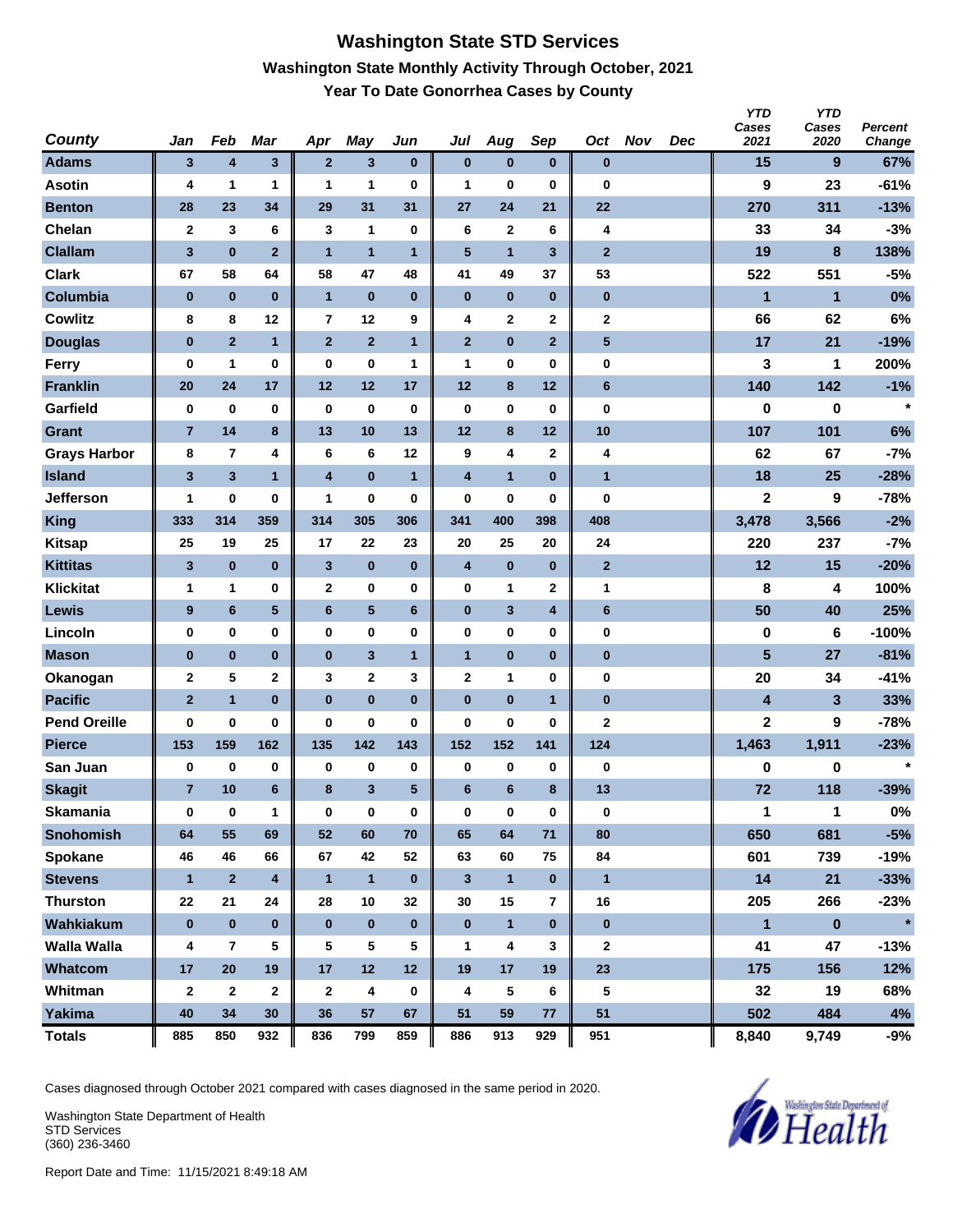# Washington State STD Services

## Washington State Monthly Activity Through October, 2021

### Year To Date Gonorrhea Cases by County

| County | Jan | Feb | Mar | Apr | May | Jun | Jul | Aug | Sep | Oct | Nov | Dec | YTD Cases 2021 | YTD Cases 2020 | Percent Change |
|---|---|---|---|---|---|---|---|---|---|---|---|---|---|---|---|
| Adams | 3 | 4 | 3 | 2 | 3 | 0 | 0 | 0 | 0 | 0 | | | 15 | 9 | 67% |
| Asotin | 4 | 1 | 1 | 1 | 1 | 0 | 1 | 0 | 0 | 0 | | | 9 | 23 | -61% |
| Benton | 28 | 23 | 34 | 29 | 31 | 31 | 27 | 24 | 21 | 22 | | | 270 | 311 | -13% |
| Chelan | 2 | 3 | 6 | 3 | 1 | 0 | 6 | 2 | 6 | 4 | | | 33 | 34 | -3% |
| Clallam | 3 | 0 | 2 | 1 | 1 | 1 | 5 | 1 | 3 | 2 | | | 19 | 8 | 138% |
| Clark | 67 | 58 | 64 | 58 | 47 | 48 | 41 | 49 | 37 | 53 | | | 522 | 551 | -5% |
| Columbia | 0 | 0 | 0 | 1 | 0 | 0 | 0 | 0 | 0 | 0 | | | 1 | 1 | 0% |
| Cowlitz | 8 | 8 | 12 | 7 | 12 | 9 | 4 | 2 | 2 | 2 | | | 66 | 62 | 6% |
| Douglas | 0 | 2 | 1 | 2 | 2 | 1 | 2 | 0 | 2 | 5 | | | 17 | 21 | -19% |
| Ferry | 0 | 1 | 0 | 0 | 0 | 1 | 1 | 0 | 0 | 0 | | | 3 | 1 | 200% |
| Franklin | 20 | 24 | 17 | 12 | 12 | 17 | 12 | 8 | 12 | 6 | | | 140 | 142 | -1% |
| Garfield | 0 | 0 | 0 | 0 | 0 | 0 | 0 | 0 | 0 | 0 | | | 0 | 0 | * |
| Grant | 7 | 14 | 8 | 13 | 10 | 13 | 12 | 8 | 12 | 10 | | | 107 | 101 | 6% |
| Grays Harbor | 8 | 7 | 4 | 6 | 6 | 12 | 9 | 4 | 2 | 4 | | | 62 | 67 | -7% |
| Island | 3 | 3 | 1 | 4 | 0 | 1 | 4 | 1 | 0 | 1 | | | 18 | 25 | -28% |
| Jefferson | 1 | 0 | 0 | 1 | 0 | 0 | 0 | 0 | 0 | 0 | | | 2 | 9 | -78% |
| King | 333 | 314 | 359 | 314 | 305 | 306 | 341 | 400 | 398 | 408 | | | 3,478 | 3,566 | -2% |
| Kitsap | 25 | 19 | 25 | 17 | 22 | 23 | 20 | 25 | 20 | 24 | | | 220 | 237 | -7% |
| Kittitas | 3 | 0 | 0 | 3 | 0 | 0 | 4 | 0 | 0 | 2 | | | 12 | 15 | -20% |
| Klickitat | 1 | 1 | 0 | 2 | 0 | 0 | 0 | 1 | 2 | 1 | | | 8 | 4 | 100% |
| Lewis | 9 | 6 | 5 | 6 | 5 | 6 | 0 | 3 | 4 | 6 | | | 50 | 40 | 25% |
| Lincoln | 0 | 0 | 0 | 0 | 0 | 0 | 0 | 0 | 0 | 0 | | | 0 | 6 | -100% |
| Mason | 0 | 0 | 0 | 0 | 3 | 1 | 1 | 0 | 0 | 0 | | | 5 | 27 | -81% |
| Okanogan | 2 | 5 | 2 | 3 | 2 | 3 | 2 | 1 | 0 | 0 | | | 20 | 34 | -41% |
| Pacific | 2 | 1 | 0 | 0 | 0 | 0 | 0 | 0 | 1 | 0 | | | 4 | 3 | 33% |
| Pend Oreille | 0 | 0 | 0 | 0 | 0 | 0 | 0 | 0 | 0 | 2 | | | 2 | 9 | -78% |
| Pierce | 153 | 159 | 162 | 135 | 142 | 143 | 152 | 152 | 141 | 124 | | | 1,463 | 1,911 | -23% |
| San Juan | 0 | 0 | 0 | 0 | 0 | 0 | 0 | 0 | 0 | 0 | | | 0 | 0 | * |
| Skagit | 7 | 10 | 6 | 8 | 3 | 5 | 6 | 6 | 8 | 13 | | | 72 | 118 | -39% |
| Skamania | 0 | 0 | 1 | 0 | 0 | 0 | 0 | 0 | 0 | 0 | | | 1 | 1 | 0% |
| Snohomish | 64 | 55 | 69 | 52 | 60 | 70 | 65 | 64 | 71 | 80 | | | 650 | 681 | -5% |
| Spokane | 46 | 46 | 66 | 67 | 42 | 52 | 63 | 60 | 75 | 84 | | | 601 | 739 | -19% |
| Stevens | 1 | 2 | 4 | 1 | 1 | 0 | 3 | 1 | 0 | 1 | | | 14 | 21 | -33% |
| Thurston | 22 | 21 | 24 | 28 | 10 | 32 | 30 | 15 | 7 | 16 | | | 205 | 266 | -23% |
| Wahkiakum | 0 | 0 | 0 | 0 | 0 | 0 | 0 | 1 | 0 | 0 | | | 1 | 0 | * |
| Walla Walla | 4 | 7 | 5 | 5 | 5 | 5 | 1 | 4 | 3 | 2 | | | 41 | 47 | -13% |
| Whatcom | 17 | 20 | 19 | 17 | 12 | 12 | 19 | 17 | 19 | 23 | | | 175 | 156 | 12% |
| Whitman | 2 | 2 | 2 | 2 | 4 | 0 | 4 | 5 | 6 | 5 | | | 32 | 19 | 68% |
| Yakima | 40 | 34 | 30 | 36 | 57 | 67 | 51 | 59 | 77 | 51 | | | 502 | 484 | 4% |
| **Totals** | 885 | 850 | 932 | 836 | 799 | 859 | 886 | 913 | 929 | 951 | | | 8,840 | 9,749 | -9% |

Cases diagnosed through October 2021 compared with cases diagnosed in the same period in 2020.

Washington State Department of Health
STD Services
(360) 236-3460

Report Date and Time: 11/15/2021 8:49:18 AM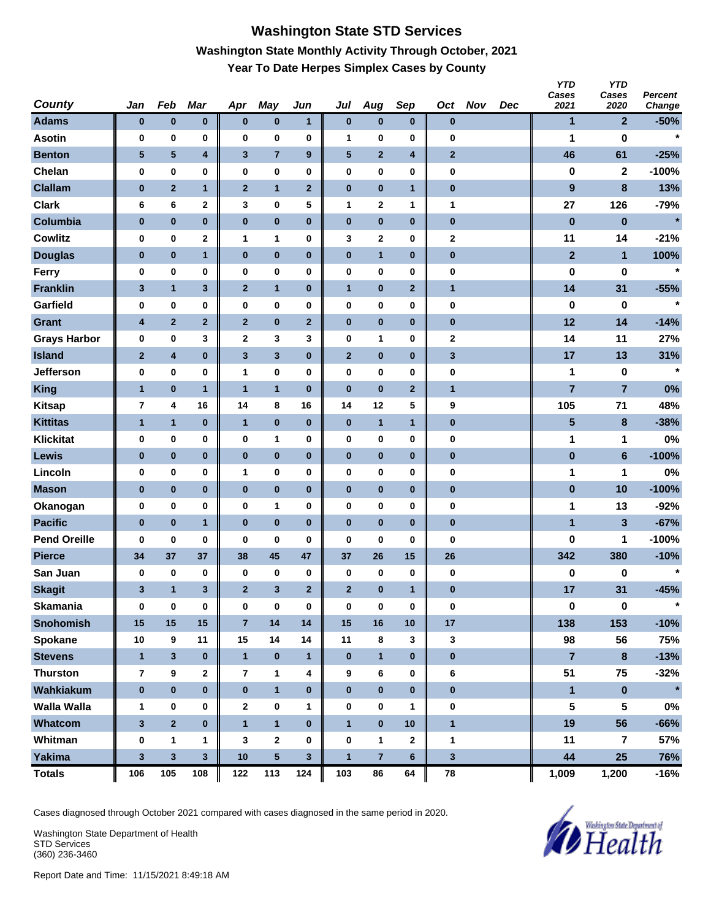# Washington State STD Services

## Washington State Monthly Activity Through October, 2021

### Year To Date Herpes Simplex Cases by County

| County | Jan | Feb | Mar | Apr | May | Jun | Jul | Aug | Sep | Oct | Nov | Dec | YTD Cases 2021 | YTD Cases 2020 | Percent Change |
|---|---|---|---|---|---|---|---|---|---|---|---|---|---|---|---|
| Adams | 0 | 0 | 0 | 0 | 0 | 1 | 0 | 0 | 0 | 0 | | | 1 | 2 | -50% |
| Asotin | 0 | 0 | 0 | 0 | 0 | 0 | 1 | 0 | 0 | 0 | | | 1 | 0 | * |
| Benton | 5 | 5 | 4 | 3 | 7 | 9 | 5 | 2 | 4 | 2 | | | 46 | 61 | -25% |
| Chelan | 0 | 0 | 0 | 0 | 0 | 0 | 0 | 0 | 0 | 0 | | | 0 | 2 | -100% |
| Clallam | 0 | 2 | 1 | 2 | 1 | 2 | 0 | 0 | 1 | 0 | | | 9 | 8 | 13% |
| Clark | 6 | 6 | 2 | 3 | 0 | 5 | 1 | 2 | 1 | 1 | | | 27 | 126 | -79% |
| Columbia | 0 | 0 | 0 | 0 | 0 | 0 | 0 | 0 | 0 | 0 | | | 0 | 0 | * |
| Cowlitz | 0 | 0 | 2 | 1 | 1 | 0 | 3 | 2 | 0 | 2 | | | 11 | 14 | -21% |
| Douglas | 0 | 0 | 1 | 0 | 0 | 0 | 0 | 1 | 0 | 0 | | | 2 | 1 | 100% |
| Ferry | 0 | 0 | 0 | 0 | 0 | 0 | 0 | 0 | 0 | 0 | | | 0 | 0 | * |
| Franklin | 3 | 1 | 3 | 2 | 1 | 0 | 1 | 0 | 2 | 1 | | | 14 | 31 | -55% |
| Garfield | 0 | 0 | 0 | 0 | 0 | 0 | 0 | 0 | 0 | 0 | | | 0 | 0 | * |
| Grant | 4 | 2 | 2 | 2 | 0 | 2 | 0 | 0 | 0 | 0 | | | 12 | 14 | -14% |
| Grays Harbor | 0 | 0 | 3 | 2 | 3 | 3 | 0 | 1 | 0 | 2 | | | 14 | 11 | 27% |
| Island | 2 | 4 | 0 | 3 | 3 | 0 | 2 | 0 | 0 | 3 | | | 17 | 13 | 31% |
| Jefferson | 0 | 0 | 0 | 1 | 0 | 0 | 0 | 0 | 0 | 0 | | | 1 | 0 | * |
| King | 1 | 0 | 1 | 1 | 1 | 0 | 0 | 0 | 2 | 1 | | | 7 | 7 | 0% |
| Kitsap | 7 | 4 | 16 | 14 | 8 | 16 | 14 | 12 | 5 | 9 | | | 105 | 71 | 48% |
| Kittitas | 1 | 1 | 0 | 1 | 0 | 0 | 0 | 1 | 1 | 0 | | | 5 | 8 | -38% |
| Klickitat | 0 | 0 | 0 | 0 | 1 | 0 | 0 | 0 | 0 | 0 | | | 1 | 1 | 0% |
| Lewis | 0 | 0 | 0 | 0 | 0 | 0 | 0 | 0 | 0 | 0 | | | 0 | 6 | -100% |
| Lincoln | 0 | 0 | 0 | 1 | 0 | 0 | 0 | 0 | 0 | 0 | | | 1 | 1 | 0% |
| Mason | 0 | 0 | 0 | 0 | 0 | 0 | 0 | 0 | 0 | 0 | | | 0 | 10 | -100% |
| Okanogan | 0 | 0 | 0 | 0 | 1 | 0 | 0 | 0 | 0 | 0 | | | 1 | 13 | -92% |
| Pacific | 0 | 0 | 1 | 0 | 0 | 0 | 0 | 0 | 0 | 0 | | | 1 | 3 | -67% |
| Pend Oreille | 0 | 0 | 0 | 0 | 0 | 0 | 0 | 0 | 0 | 0 | | | 0 | 1 | -100% |
| Pierce | 34 | 37 | 37 | 38 | 45 | 47 | 37 | 26 | 15 | 26 | | | 342 | 380 | -10% |
| San Juan | 0 | 0 | 0 | 0 | 0 | 0 | 0 | 0 | 0 | 0 | | | 0 | 0 | * |
| Skagit | 3 | 1 | 3 | 2 | 3 | 2 | 2 | 0 | 1 | 0 | | | 17 | 31 | -45% |
| Skamania | 0 | 0 | 0 | 0 | 0 | 0 | 0 | 0 | 0 | 0 | | | 0 | 0 | * |
| Snohomish | 15 | 15 | 15 | 7 | 14 | 14 | 15 | 16 | 10 | 17 | | | 138 | 153 | -10% |
| Spokane | 10 | 9 | 11 | 15 | 14 | 14 | 11 | 8 | 3 | 3 | | | 98 | 56 | 75% |
| Stevens | 1 | 3 | 0 | 1 | 0 | 1 | 0 | 1 | 0 | 0 | | | 7 | 8 | -13% |
| Thurston | 7 | 9 | 2 | 7 | 1 | 4 | 9 | 6 | 0 | 6 | | | 51 | 75 | -32% |
| Wahkiakum | 0 | 0 | 0 | 0 | 1 | 0 | 0 | 0 | 0 | 0 | | | 1 | 0 | * |
| Walla Walla | 1 | 0 | 0 | 2 | 0 | 1 | 0 | 0 | 1 | 0 | | | 5 | 5 | 0% |
| Whatcom | 3 | 2 | 0 | 1 | 1 | 0 | 1 | 0 | 10 | 1 | | | 19 | 56 | -66% |
| Whitman | 0 | 1 | 1 | 3 | 2 | 0 | 0 | 1 | 2 | 1 | | | 11 | 7 | 57% |
| Yakima | 3 | 3 | 3 | 10 | 5 | 3 | 1 | 7 | 6 | 3 | | | 44 | 25 | 76% |
| **Totals** | 106 | 105 | 108 | 122 | 113 | 124 | 103 | 86 | 64 | 78 | | | 1,009 | 1,200 | -16% |

Cases diagnosed through October 2021 compared with cases diagnosed in the same period in 2020.

Washington State Department of Health
STD Services
(360) 236-3460

Report Date and Time: 11/15/2021 8:49:18 AM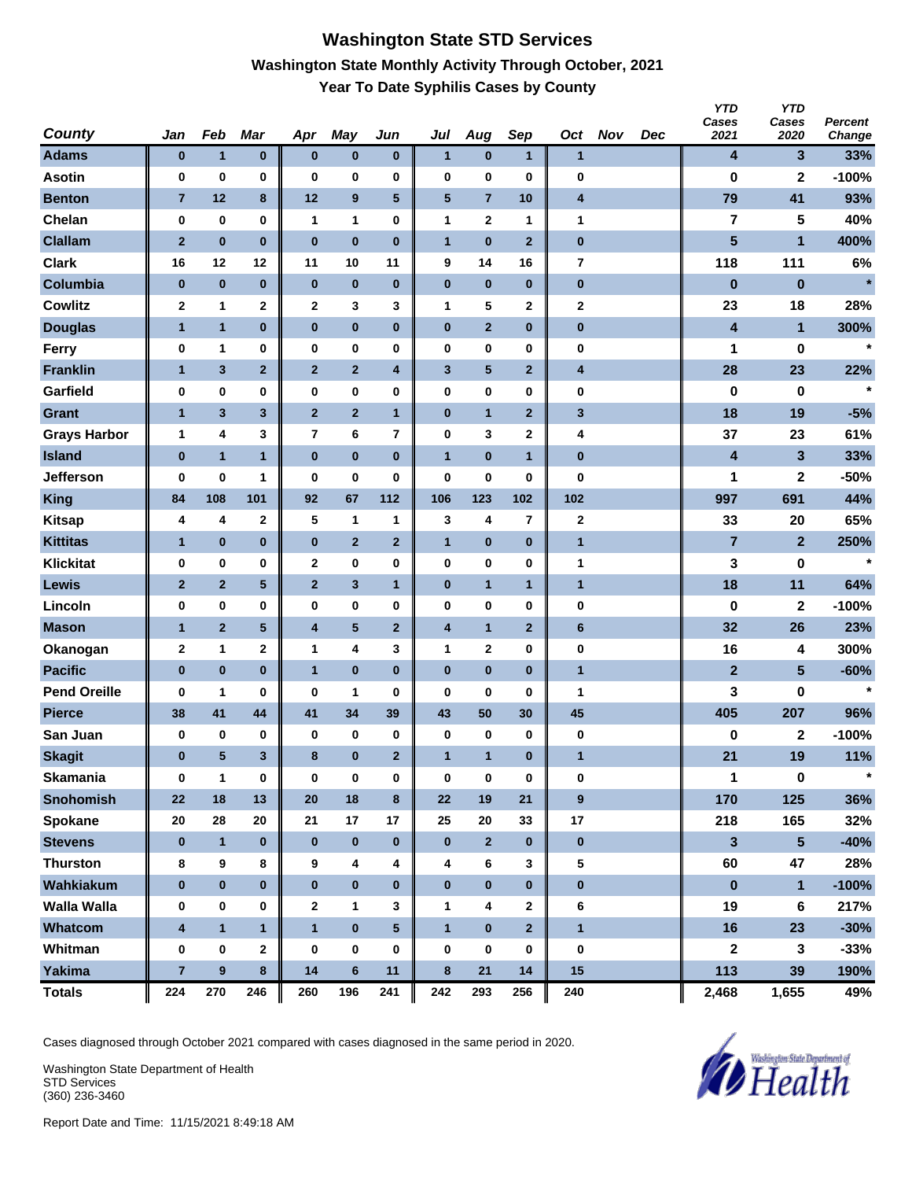# Washington State STD Services

## Washington State Monthly Activity Through October, 2021

### Year To Date Syphilis Cases by County

| County | Jan | Feb | Mar | Apr | May | Jun | Jul | Aug | Sep | Oct | Nov | Dec | YTD Cases 2021 | YTD Cases 2020 | Percent Change |
|---|---|---|---|---|---|---|---|---|---|---|---|---|---|---|---|
| Adams | 0 | 1 | 0 | 0 | 0 | 0 | 1 | 0 | 1 | 1 | | | 4 | 3 | 33% |
| Asotin | 0 | 0 | 0 | 0 | 0 | 0 | 0 | 0 | 0 | 0 | | | 0 | 2 | -100% |
| Benton | 7 | 12 | 8 | 12 | 9 | 5 | 5 | 7 | 10 | 4 | | | 79 | 41 | 93% |
| Chelan | 0 | 0 | 0 | 1 | 1 | 0 | 1 | 2 | 1 | 1 | | | 7 | 5 | 40% |
| Clallam | 2 | 0 | 0 | 0 | 0 | 0 | 1 | 0 | 2 | 0 | | | 5 | 1 | 400% |
| Clark | 16 | 12 | 12 | 11 | 10 | 11 | 9 | 14 | 16 | 7 | | | 118 | 111 | 6% |
| Columbia | 0 | 0 | 0 | 0 | 0 | 0 | 0 | 0 | 0 | 0 | | | 0 | 0 | * |
| Cowlitz | 2 | 1 | 2 | 2 | 3 | 3 | 1 | 5 | 2 | 2 | | | 23 | 18 | 28% |
| Douglas | 1 | 1 | 0 | 0 | 0 | 0 | 0 | 2 | 0 | 0 | | | 4 | 1 | 300% |
| Ferry | 0 | 1 | 0 | 0 | 0 | 0 | 0 | 0 | 0 | 0 | | | 1 | 0 | * |
| Franklin | 1 | 3 | 2 | 2 | 2 | 4 | 3 | 5 | 2 | 4 | | | 28 | 23 | 22% |
| Garfield | 0 | 0 | 0 | 0 | 0 | 0 | 0 | 0 | 0 | 0 | | | 0 | 0 | * |
| Grant | 1 | 3 | 3 | 2 | 2 | 1 | 0 | 1 | 2 | 3 | | | 18 | 19 | -5% |
| Grays Harbor | 1 | 4 | 3 | 7 | 6 | 7 | 0 | 3 | 2 | 4 | | | 37 | 23 | 61% |
| Island | 0 | 1 | 1 | 0 | 0 | 0 | 1 | 0 | 1 | 0 | | | 4 | 3 | 33% |
| Jefferson | 0 | 0 | 1 | 0 | 0 | 0 | 0 | 0 | 0 | 0 | | | 1 | 2 | -50% |
| King | 84 | 108 | 101 | 92 | 67 | 112 | 106 | 123 | 102 | 102 | | | 997 | 691 | 44% |
| Kitsap | 4 | 4 | 2 | 5 | 1 | 1 | 3 | 4 | 7 | 2 | | | 33 | 20 | 65% |
| Kittitas | 1 | 0 | 0 | 0 | 2 | 2 | 1 | 0 | 0 | 1 | | | 7 | 2 | 250% |
| Klickitat | 0 | 0 | 0 | 2 | 0 | 0 | 0 | 0 | 0 | 1 | | | 3 | 0 | * |
| Lewis | 2 | 2 | 5 | 2 | 3 | 1 | 0 | 1 | 1 | 1 | | | 18 | 11 | 64% |
| Lincoln | 0 | 0 | 0 | 0 | 0 | 0 | 0 | 0 | 0 | 0 | | | 0 | 2 | -100% |
| Mason | 1 | 2 | 5 | 4 | 5 | 2 | 4 | 1 | 2 | 6 | | | 32 | 26 | 23% |
| Okanogan | 2 | 1 | 2 | 1 | 4 | 3 | 1 | 2 | 0 | 0 | | | 16 | 4 | 300% |
| Pacific | 0 | 0 | 0 | 1 | 0 | 0 | 0 | 0 | 0 | 1 | | | 2 | 5 | -60% |
| Pend Oreille | 0 | 1 | 0 | 0 | 1 | 0 | 0 | 0 | 0 | 1 | | | 3 | 0 | * |
| Pierce | 38 | 41 | 44 | 41 | 34 | 39 | 43 | 50 | 30 | 45 | | | 405 | 207 | 96% |
| San Juan | 0 | 0 | 0 | 0 | 0 | 0 | 0 | 0 | 0 | 0 | | | 0 | 2 | -100% |
| Skagit | 0 | 5 | 3 | 8 | 0 | 2 | 1 | 1 | 0 | 1 | | | 21 | 19 | 11% |
| Skamania | 0 | 1 | 0 | 0 | 0 | 0 | 0 | 0 | 0 | 0 | | | 1 | 0 | * |
| Snohomish | 22 | 18 | 13 | 20 | 18 | 8 | 22 | 19 | 21 | 9 | | | 170 | 125 | 36% |
| Spokane | 20 | 28 | 20 | 21 | 17 | 17 | 25 | 20 | 33 | 17 | | | 218 | 165 | 32% |
| Stevens | 0 | 1 | 0 | 0 | 0 | 0 | 0 | 2 | 0 | 0 | | | 3 | 5 | -40% |
| Thurston | 8 | 9 | 8 | 9 | 4 | 4 | 4 | 6 | 3 | 5 | | | 60 | 47 | 28% |
| Wahkiakum | 0 | 0 | 0 | 0 | 0 | 0 | 0 | 0 | 0 | 0 | | | 0 | 1 | -100% |
| Walla Walla | 0 | 0 | 0 | 2 | 1 | 3 | 1 | 4 | 2 | 6 | | | 19 | 6 | 217% |
| Whatcom | 4 | 1 | 1 | 1 | 0 | 5 | 1 | 0 | 2 | 1 | | | 16 | 23 | -30% |
| Whitman | 0 | 0 | 2 | 0 | 0 | 0 | 0 | 0 | 0 | 0 | | | 2 | 3 | -33% |
| Yakima | 7 | 9 | 8 | 14 | 6 | 11 | 8 | 21 | 14 | 15 | | | 113 | 39 | 190% |
| Totals | 224 | 270 | 246 | 260 | 196 | 241 | 242 | 293 | 256 | 240 | | | 2,468 | 1,655 | 49% |

Cases diagnosed through October 2021 compared with cases diagnosed in the same period in 2020.

Washington State Department of Health
STD Services
(360) 236-3460

Report Date and Time: 11/15/2021 8:49:18 AM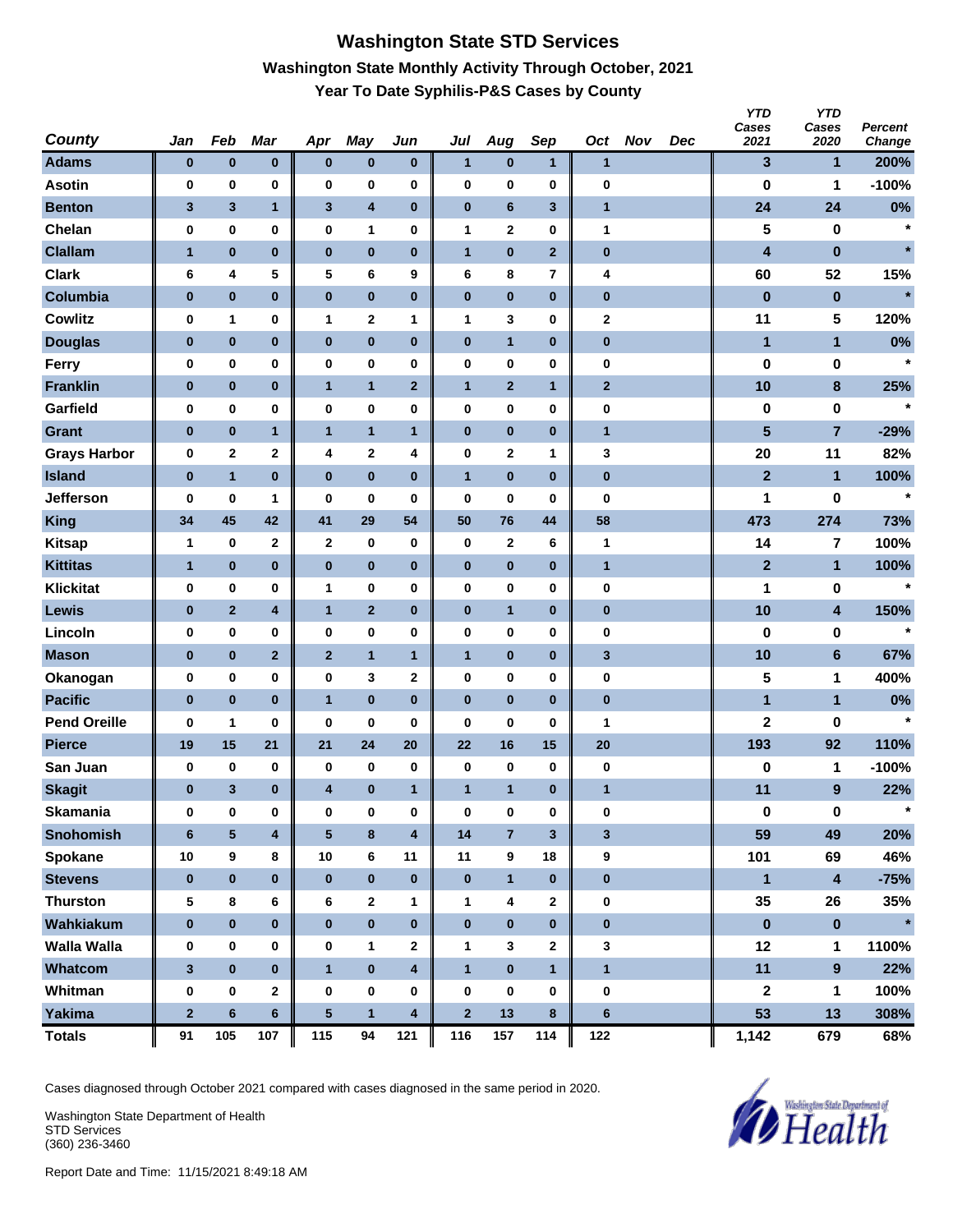# Washington State STD Services

## Washington State Monthly Activity Through October, 2021

### Year To Date Syphilis-P&S Cases by County

| County | Jan | Feb | Mar | Apr | May | Jun | Jul | Aug | Sep | Oct | Nov | Dec | YTD Cases 2021 | YTD Cases 2020 | Percent Change |
|---|---|---|---|---|---|---|---|---|---|---|---|---|---|---|---|
| Adams | 0 | 0 | 0 | 0 | 0 | 0 | 1 | 0 | 1 | 1 | | | 3 | 1 | 200% |
| Asotin | 0 | 0 | 0 | 0 | 0 | 0 | 0 | 0 | 0 | 0 | | | 0 | 1 | -100% |
| Benton | 3 | 3 | 1 | 3 | 4 | 0 | 0 | 6 | 3 | 1 | | | 24 | 24 | 0% |
| Chelan | 0 | 0 | 0 | 0 | 1 | 0 | 1 | 2 | 0 | 1 | | | 5 | 0 | * |
| Clallam | 1 | 0 | 0 | 0 | 0 | 0 | 1 | 0 | 2 | 0 | | | 4 | 0 | * |
| Clark | 6 | 4 | 5 | 5 | 6 | 9 | 6 | 8 | 7 | 4 | | | 60 | 52 | 15% |
| Columbia | 0 | 0 | 0 | 0 | 0 | 0 | 0 | 0 | 0 | 0 | | | 0 | 0 | * |
| Cowlitz | 0 | 1 | 0 | 1 | 2 | 1 | 1 | 3 | 0 | 2 | | | 11 | 5 | 120% |
| Douglas | 0 | 0 | 0 | 0 | 0 | 0 | 0 | 1 | 0 | 0 | | | 1 | 1 | 0% |
| Ferry | 0 | 0 | 0 | 0 | 0 | 0 | 0 | 0 | 0 | 0 | | | 0 | 0 | * |
| Franklin | 0 | 0 | 0 | 1 | 1 | 2 | 1 | 2 | 1 | 2 | | | 10 | 8 | 25% |
| Garfield | 0 | 0 | 0 | 0 | 0 | 0 | 0 | 0 | 0 | 0 | | | 0 | 0 | * |
| Grant | 0 | 0 | 1 | 1 | 1 | 1 | 0 | 0 | 0 | 1 | | | 5 | 7 | -29% |
| Grays Harbor | 0 | 2 | 2 | 4 | 2 | 4 | 0 | 2 | 1 | 3 | | | 20 | 11 | 82% |
| Island | 0 | 1 | 0 | 0 | 0 | 0 | 1 | 0 | 0 | 0 | | | 2 | 1 | 100% |
| Jefferson | 0 | 0 | 1 | 0 | 0 | 0 | 0 | 0 | 0 | 0 | | | 1 | 0 | * |
| King | 34 | 45 | 42 | 41 | 29 | 54 | 50 | 76 | 44 | 58 | | | 473 | 274 | 73% |
| Kitsap | 1 | 0 | 2 | 2 | 0 | 0 | 0 | 2 | 6 | 1 | | | 14 | 7 | 100% |
| Kittitas | 1 | 0 | 0 | 0 | 0 | 0 | 0 | 0 | 0 | 1 | | | 2 | 1 | 100% |
| Klickitat | 0 | 0 | 0 | 1 | 0 | 0 | 0 | 0 | 0 | 0 | | | 1 | 0 | * |
| Lewis | 0 | 2 | 4 | 1 | 2 | 0 | 0 | 1 | 0 | 0 | | | 10 | 4 | 150% |
| Lincoln | 0 | 0 | 0 | 0 | 0 | 0 | 0 | 0 | 0 | 0 | | | 0 | 0 | * |
| Mason | 0 | 0 | 2 | 2 | 1 | 1 | 1 | 0 | 0 | 3 | | | 10 | 6 | 67% |
| Okanogan | 0 | 0 | 0 | 0 | 3 | 2 | 0 | 0 | 0 | 0 | | | 5 | 1 | 400% |
| Pacific | 0 | 0 | 0 | 1 | 0 | 0 | 0 | 0 | 0 | 0 | | | 1 | 1 | 0% |
| Pend Oreille | 0 | 1 | 0 | 0 | 0 | 0 | 0 | 0 | 0 | 1 | | | 2 | 0 | * |
| Pierce | 19 | 15 | 21 | 21 | 24 | 20 | 22 | 16 | 15 | 20 | | | 193 | 92 | 110% |
| San Juan | 0 | 0 | 0 | 0 | 0 | 0 | 0 | 0 | 0 | 0 | | | 0 | 1 | -100% |
| Skagit | 0 | 3 | 0 | 4 | 0 | 1 | 1 | 1 | 0 | 1 | | | 11 | 9 | 22% |
| Skamania | 0 | 0 | 0 | 0 | 0 | 0 | 0 | 0 | 0 | 0 | | | 0 | 0 | * |
| Snohomish | 6 | 5 | 4 | 5 | 8 | 4 | 14 | 7 | 3 | 3 | | | 59 | 49 | 20% |
| Spokane | 10 | 9 | 8 | 10 | 6 | 11 | 11 | 9 | 18 | 9 | | | 101 | 69 | 46% |
| Stevens | 0 | 0 | 0 | 0 | 0 | 0 | 0 | 1 | 0 | 0 | | | 1 | 4 | -75% |
| Thurston | 5 | 8 | 6 | 6 | 2 | 1 | 1 | 4 | 2 | 0 | | | 35 | 26 | 35% |
| Wahkiakum | 0 | 0 | 0 | 0 | 0 | 0 | 0 | 0 | 0 | 0 | | | 0 | 0 | * |
| Walla Walla | 0 | 0 | 0 | 0 | 1 | 2 | 1 | 3 | 2 | 3 | | | 12 | 1 | 1100% |
| Whatcom | 3 | 0 | 0 | 1 | 0 | 4 | 1 | 0 | 1 | 1 | | | 11 | 9 | 22% |
| Whitman | 0 | 0 | 2 | 0 | 0 | 0 | 0 | 0 | 0 | 0 | | | 2 | 1 | 100% |
| Yakima | 2 | 6 | 6 | 5 | 1 | 4 | 2 | 13 | 8 | 6 | | | 53 | 13 | 308% |
| Totals | 91 | 105 | 107 | 115 | 94 | 121 | 116 | 157 | 114 | 122 | | | 1,142 | 679 | 68% |

Cases diagnosed through October 2021 compared with cases diagnosed in the same period in 2020.

Washington State Department of Health
STD Services
(360) 236-3460

Report Date and Time: 11/15/2021 8:49:18 AM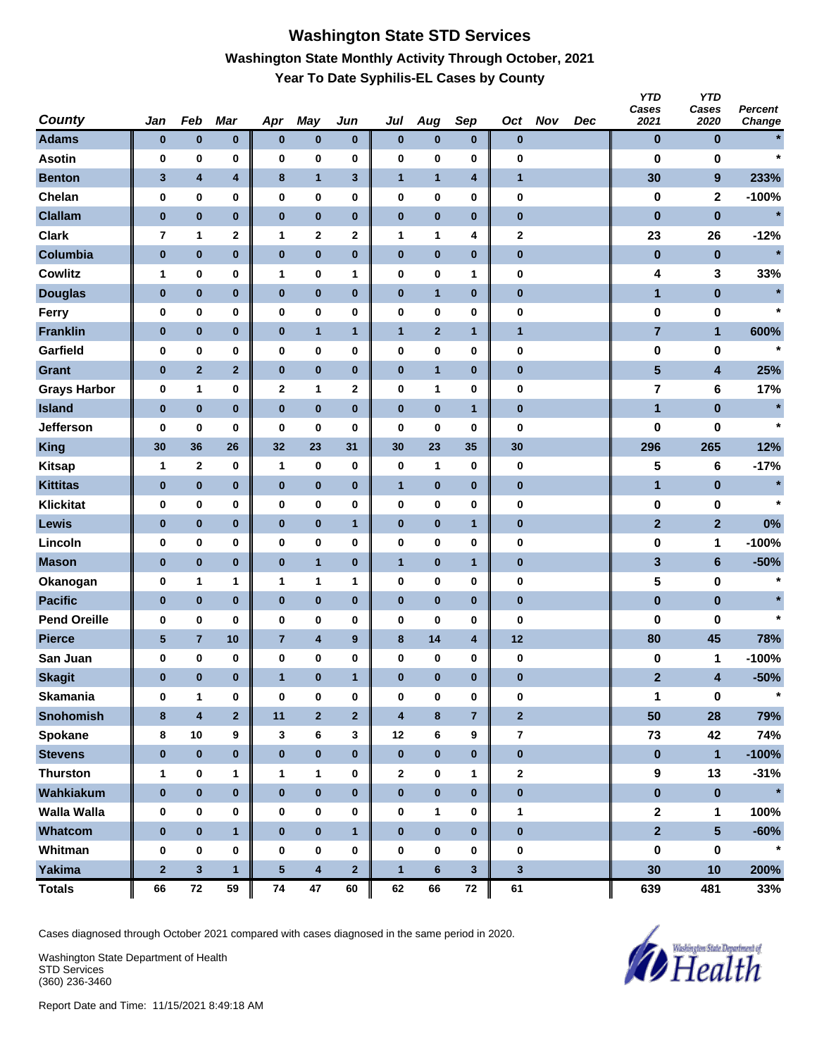# Washington State STD Services

## Washington State Monthly Activity Through October, 2021

### Year To Date Syphilis-EL Cases by County

| County | Jan | Feb | Mar | Apr | May | Jun | Jul | Aug | Sep | Oct | Nov | Dec | YTD Cases 2021 | YTD Cases 2020 | Percent Change |
|---|---|---|---|---|---|---|---|---|---|---|---|---|---|---|---|
| Adams | 0 | 0 | 0 | 0 | 0 | 0 | 0 | 0 | 0 | 0 | | | 0 | 0 | * |
| Asotin | 0 | 0 | 0 | 0 | 0 | 0 | 0 | 0 | 0 | 0 | | | 0 | 0 | * |
| Benton | 3 | 4 | 4 | 8 | 1 | 3 | 1 | 1 | 4 | 1 | | | 30 | 9 | 233% |
| Chelan | 0 | 0 | 0 | 0 | 0 | 0 | 0 | 0 | 0 | 0 | | | 0 | 2 | -100% |
| Clallam | 0 | 0 | 0 | 0 | 0 | 0 | 0 | 0 | 0 | 0 | | | 0 | 0 | * |
| Clark | 7 | 1 | 2 | 1 | 2 | 2 | 1 | 1 | 4 | 2 | | | 23 | 26 | -12% |
| Columbia | 0 | 0 | 0 | 0 | 0 | 0 | 0 | 0 | 0 | 0 | | | 0 | 0 | * |
| Cowlitz | 1 | 0 | 0 | 1 | 0 | 1 | 0 | 0 | 1 | 0 | | | 4 | 3 | 33% |
| Douglas | 0 | 0 | 0 | 0 | 0 | 0 | 0 | 1 | 0 | 0 | | | 1 | 0 | * |
| Ferry | 0 | 0 | 0 | 0 | 0 | 0 | 0 | 0 | 0 | 0 | | | 0 | 0 | * |
| Franklin | 0 | 0 | 0 | 0 | 1 | 1 | 1 | 2 | 1 | 1 | | | 7 | 1 | 600% |
| Garfield | 0 | 0 | 0 | 0 | 0 | 0 | 0 | 0 | 0 | 0 | | | 0 | 0 | * |
| Grant | 0 | 2 | 2 | 0 | 0 | 0 | 0 | 1 | 0 | 0 | | | 5 | 4 | 25% |
| Grays Harbor | 0 | 1 | 0 | 2 | 1 | 2 | 0 | 1 | 0 | 0 | | | 7 | 6 | 17% |
| Island | 0 | 0 | 0 | 0 | 0 | 0 | 0 | 0 | 1 | 0 | | | 1 | 0 | * |
| Jefferson | 0 | 0 | 0 | 0 | 0 | 0 | 0 | 0 | 0 | 0 | | | 0 | 0 | * |
| King | 30 | 36 | 26 | 32 | 23 | 31 | 30 | 23 | 35 | 30 | | | 296 | 265 | 12% |
| Kitsap | 1 | 2 | 0 | 1 | 0 | 0 | 0 | 1 | 0 | 0 | | | 5 | 6 | -17% |
| Kittitas | 0 | 0 | 0 | 0 | 0 | 0 | 1 | 0 | 0 | 0 | | | 1 | 0 | * |
| Klickitat | 0 | 0 | 0 | 0 | 0 | 0 | 0 | 0 | 0 | 0 | | | 0 | 0 | * |
| Lewis | 0 | 0 | 0 | 0 | 0 | 1 | 0 | 0 | 1 | 0 | | | 2 | 2 | 0% |
| Lincoln | 0 | 0 | 0 | 0 | 0 | 0 | 0 | 0 | 0 | 0 | | | 0 | 1 | -100% |
| Mason | 0 | 0 | 0 | 0 | 1 | 0 | 1 | 0 | 1 | 0 | | | 3 | 6 | -50% |
| Okanogan | 0 | 1 | 1 | 1 | 1 | 1 | 0 | 0 | 0 | 0 | | | 5 | 0 | * |
| Pacific | 0 | 0 | 0 | 0 | 0 | 0 | 0 | 0 | 0 | 0 | | | 0 | 0 | * |
| Pend Oreille | 0 | 0 | 0 | 0 | 0 | 0 | 0 | 0 | 0 | 0 | | | 0 | 0 | * |
| Pierce | 5 | 7 | 10 | 7 | 4 | 9 | 8 | 14 | 4 | 12 | | | 80 | 45 | 78% |
| San Juan | 0 | 0 | 0 | 0 | 0 | 0 | 0 | 0 | 0 | 0 | | | 0 | 1 | -100% |
| Skagit | 0 | 0 | 0 | 1 | 0 | 1 | 0 | 0 | 0 | 0 | | | 2 | 4 | -50% |
| Skamania | 0 | 1 | 0 | 0 | 0 | 0 | 0 | 0 | 0 | 0 | | | 1 | 0 | * |
| Snohomish | 8 | 4 | 2 | 11 | 2 | 2 | 4 | 8 | 7 | 2 | | | 50 | 28 | 79% |
| Spokane | 8 | 10 | 9 | 3 | 6 | 3 | 12 | 6 | 9 | 7 | | | 73 | 42 | 74% |
| Stevens | 0 | 0 | 0 | 0 | 0 | 0 | 0 | 0 | 0 | 0 | | | 0 | 1 | -100% |
| Thurston | 1 | 0 | 1 | 1 | 1 | 0 | 2 | 0 | 1 | 2 | | | 9 | 13 | -31% |
| Wahkiakum | 0 | 0 | 0 | 0 | 0 | 0 | 0 | 0 | 0 | 0 | | | 0 | 0 | * |
| Walla Walla | 0 | 0 | 0 | 0 | 0 | 0 | 0 | 1 | 0 | 1 | | | 2 | 1 | 100% |
| Whatcom | 0 | 0 | 1 | 0 | 0 | 1 | 0 | 0 | 0 | 0 | | | 2 | 5 | -60% |
| Whitman | 0 | 0 | 0 | 0 | 0 | 0 | 0 | 0 | 0 | 0 | | | 0 | 0 | * |
| Yakima | 2 | 3 | 1 | 5 | 4 | 2 | 1 | 6 | 3 | 3 | | | 30 | 10 | 200% |
| Totals | 66 | 72 | 59 | 74 | 47 | 60 | 62 | 66 | 72 | 61 | | | 639 | 481 | 33% |

Cases diagnosed through October 2021 compared with cases diagnosed in the same period in 2020.

Washington State Department of Health
STD Services
(360) 236-3460

Report Date and Time: 11/15/2021 8:49:18 AM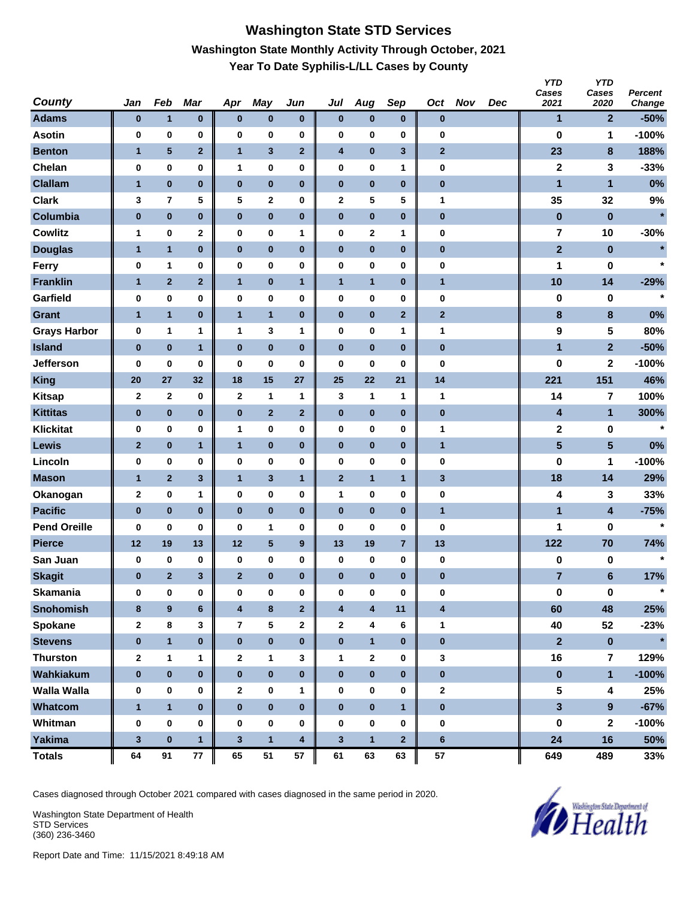# Washington State STD Services

## Washington State Monthly Activity Through October, 2021

### Year To Date Syphilis-L/LL Cases by County

| County | Jan | Feb | Mar | Apr | May | Jun | Jul | Aug | Sep | Oct | Nov | Dec | YTD Cases 2021 | YTD Cases 2020 | Percent Change |
|---|---|---|---|---|---|---|---|---|---|---|---|---|---|---|---|
| Adams | 0 | 1 | 0 | 0 | 0 | 0 | 0 | 0 | 0 | 0 | | | 1 | 2 | -50% |
| Asotin | 0 | 0 | 0 | 0 | 0 | 0 | 0 | 0 | 0 | 0 | | | 0 | 1 | -100% |
| Benton | 1 | 5 | 2 | 1 | 3 | 2 | 4 | 0 | 3 | 2 | | | 23 | 8 | 188% |
| Chelan | 0 | 0 | 0 | 1 | 0 | 0 | 0 | 0 | 1 | 0 | | | 2 | 3 | -33% |
| Clallam | 1 | 0 | 0 | 0 | 0 | 0 | 0 | 0 | 0 | 0 | | | 1 | 1 | 0% |
| Clark | 3 | 7 | 5 | 5 | 2 | 0 | 2 | 5 | 5 | 1 | | | 35 | 32 | 9% |
| Columbia | 0 | 0 | 0 | 0 | 0 | 0 | 0 | 0 | 0 | 0 | | | 0 | 0 | * |
| Cowlitz | 1 | 0 | 2 | 0 | 0 | 1 | 0 | 2 | 1 | 0 | | | 7 | 10 | -30% |
| Douglas | 1 | 1 | 0 | 0 | 0 | 0 | 0 | 0 | 0 | 0 | | | 2 | 0 | * |
| Ferry | 0 | 1 | 0 | 0 | 0 | 0 | 0 | 0 | 0 | 0 | | | 1 | 0 | * |
| Franklin | 1 | 2 | 2 | 1 | 0 | 1 | 1 | 1 | 0 | 1 | | | 10 | 14 | -29% |
| Garfield | 0 | 0 | 0 | 0 | 0 | 0 | 0 | 0 | 0 | 0 | | | 0 | 0 | * |
| Grant | 1 | 1 | 0 | 1 | 1 | 0 | 0 | 0 | 2 | 2 | | | 8 | 8 | 0% |
| Grays Harbor | 0 | 1 | 1 | 1 | 3 | 1 | 0 | 0 | 1 | 1 | | | 9 | 5 | 80% |
| Island | 0 | 0 | 1 | 0 | 0 | 0 | 0 | 0 | 0 | 0 | | | 1 | 2 | -50% |
| Jefferson | 0 | 0 | 0 | 0 | 0 | 0 | 0 | 0 | 0 | 0 | | | 0 | 2 | -100% |
| King | 20 | 27 | 32 | 18 | 15 | 27 | 25 | 22 | 21 | 14 | | | 221 | 151 | 46% |
| Kitsap | 2 | 2 | 0 | 2 | 1 | 1 | 3 | 1 | 1 | 1 | | | 14 | 7 | 100% |
| Kittitas | 0 | 0 | 0 | 0 | 2 | 2 | 0 | 0 | 0 | 0 | | | 4 | 1 | 300% |
| Klickitat | 0 | 0 | 0 | 1 | 0 | 0 | 0 | 0 | 0 | 1 | | | 2 | 0 | * |
| Lewis | 2 | 0 | 1 | 1 | 0 | 0 | 0 | 0 | 0 | 1 | | | 5 | 5 | 0% |
| Lincoln | 0 | 0 | 0 | 0 | 0 | 0 | 0 | 0 | 0 | 0 | | | 0 | 1 | -100% |
| Mason | 1 | 2 | 3 | 1 | 3 | 1 | 2 | 1 | 1 | 3 | | | 18 | 14 | 29% |
| Okanogan | 2 | 0 | 1 | 0 | 0 | 0 | 1 | 0 | 0 | 0 | | | 4 | 3 | 33% |
| Pacific | 0 | 0 | 0 | 0 | 0 | 0 | 0 | 0 | 0 | 1 | | | 1 | 4 | -75% |
| Pend Oreille | 0 | 0 | 0 | 0 | 1 | 0 | 0 | 0 | 0 | 0 | | | 1 | 0 | * |
| Pierce | 12 | 19 | 13 | 12 | 5 | 9 | 13 | 19 | 7 | 13 | | | 122 | 70 | 74% |
| San Juan | 0 | 0 | 0 | 0 | 0 | 0 | 0 | 0 | 0 | 0 | | | 0 | 0 | * |
| Skagit | 0 | 2 | 3 | 2 | 0 | 0 | 0 | 0 | 0 | 0 | | | 7 | 6 | 17% |
| Skamania | 0 | 0 | 0 | 0 | 0 | 0 | 0 | 0 | 0 | 0 | | | 0 | 0 | * |
| Snohomish | 8 | 9 | 6 | 4 | 8 | 2 | 4 | 4 | 11 | 4 | | | 60 | 48 | 25% |
| Spokane | 2 | 8 | 3 | 7 | 5 | 2 | 2 | 4 | 6 | 1 | | | 40 | 52 | -23% |
| Stevens | 0 | 1 | 0 | 0 | 0 | 0 | 0 | 1 | 0 | 0 | | | 2 | 0 | * |
| Thurston | 2 | 1 | 1 | 2 | 1 | 3 | 1 | 2 | 0 | 3 | | | 16 | 7 | 129% |
| Wahkiakum | 0 | 0 | 0 | 0 | 0 | 0 | 0 | 0 | 0 | 0 | | | 0 | 1 | -100% |
| Walla Walla | 0 | 0 | 0 | 2 | 0 | 1 | 0 | 0 | 0 | 2 | | | 5 | 4 | 25% |
| Whatcom | 1 | 1 | 0 | 0 | 0 | 0 | 0 | 0 | 1 | 0 | | | 3 | 9 | -67% |
| Whitman | 0 | 0 | 0 | 0 | 0 | 0 | 0 | 0 | 0 | 0 | | | 0 | 2 | -100% |
| Yakima | 3 | 0 | 1 | 3 | 1 | 4 | 3 | 1 | 2 | 6 | | | 24 | 16 | 50% |
| Totals | 64 | 91 | 77 | 65 | 51 | 57 | 61 | 63 | 63 | 57 | | | 649 | 489 | 33% |

Cases diagnosed through October 2021 compared with cases diagnosed in the same period in 2020.

Washington State Department of Health
STD Services
(360) 236-3460

Report Date and Time: 11/15/2021 8:49:18 AM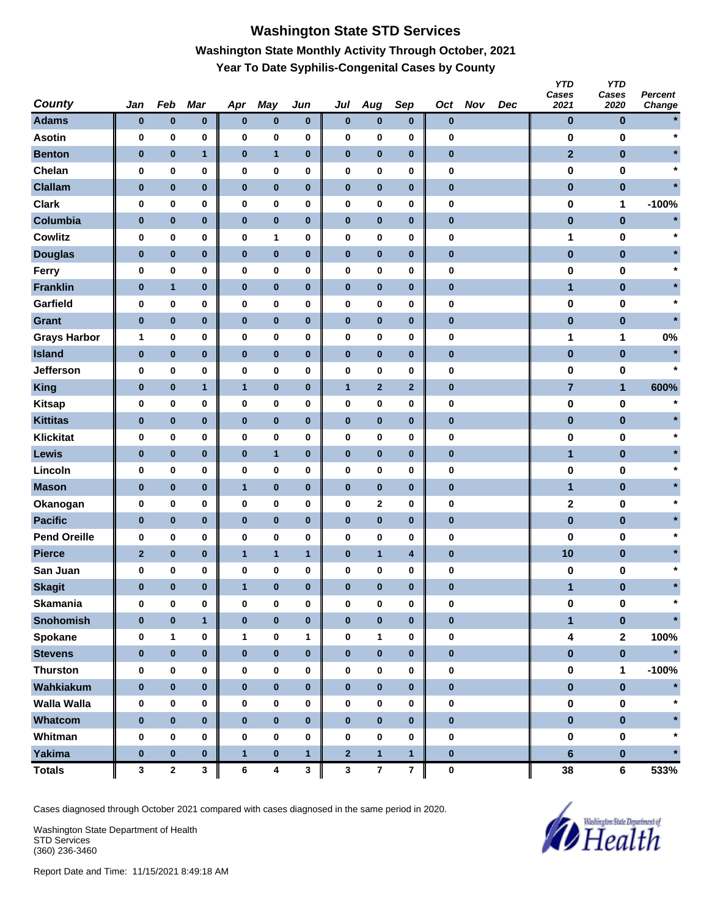# Washington State STD Services

## Washington State Monthly Activity Through October, 2021

### Year To Date Syphilis-Congenital Cases by County

| County | Jan | Feb | Mar | Apr | May | Jun | Jul | Aug | Sep | Oct | Nov | Dec | YTD Cases 2021 | YTD Cases 2020 | Percent Change |
|---|---|---|---|---|---|---|---|---|---|---|---|---|---|---|---|
| Adams | 0 | 0 | 0 | 0 | 0 | 0 | 0 | 0 | 0 | 0 | | | 0 | 0 | * |
| Asotin | 0 | 0 | 0 | 0 | 0 | 0 | 0 | 0 | 0 | 0 | | | 0 | 0 | * |
| Benton | 0 | 0 | 1 | 0 | 1 | 0 | 0 | 0 | 0 | 0 | | | 2 | 0 | * |
| Chelan | 0 | 0 | 0 | 0 | 0 | 0 | 0 | 0 | 0 | 0 | | | 0 | 0 | * |
| Clallam | 0 | 0 | 0 | 0 | 0 | 0 | 0 | 0 | 0 | 0 | | | 0 | 0 | * |
| Clark | 0 | 0 | 0 | 0 | 0 | 0 | 0 | 0 | 0 | 0 | | | 0 | 1 | -100% |
| Columbia | 0 | 0 | 0 | 0 | 0 | 0 | 0 | 0 | 0 | 0 | | | 0 | 0 | * |
| Cowlitz | 0 | 0 | 0 | 0 | 1 | 0 | 0 | 0 | 0 | 0 | | | 1 | 0 | * |
| Douglas | 0 | 0 | 0 | 0 | 0 | 0 | 0 | 0 | 0 | 0 | | | 0 | 0 | * |
| Ferry | 0 | 0 | 0 | 0 | 0 | 0 | 0 | 0 | 0 | 0 | | | 0 | 0 | * |
| Franklin | 0 | 1 | 0 | 0 | 0 | 0 | 0 | 0 | 0 | 0 | | | 1 | 0 | * |
| Garfield | 0 | 0 | 0 | 0 | 0 | 0 | 0 | 0 | 0 | 0 | | | 0 | 0 | * |
| Grant | 0 | 0 | 0 | 0 | 0 | 0 | 0 | 0 | 0 | 0 | | | 0 | 0 | * |
| Grays Harbor | 1 | 0 | 0 | 0 | 0 | 0 | 0 | 0 | 0 | 0 | | | 1 | 1 | 0% |
| Island | 0 | 0 | 0 | 0 | 0 | 0 | 0 | 0 | 0 | 0 | | | 0 | 0 | * |
| Jefferson | 0 | 0 | 0 | 0 | 0 | 0 | 0 | 0 | 0 | 0 | | | 0 | 0 | * |
| King | 0 | 0 | 1 | 1 | 0 | 0 | 1 | 2 | 2 | 0 | | | 7 | 1 | 600% |
| Kitsap | 0 | 0 | 0 | 0 | 0 | 0 | 0 | 0 | 0 | 0 | | | 0 | 0 | * |
| Kittitas | 0 | 0 | 0 | 0 | 0 | 0 | 0 | 0 | 0 | 0 | | | 0 | 0 | * |
| Klickitat | 0 | 0 | 0 | 0 | 0 | 0 | 0 | 0 | 0 | 0 | | | 0 | 0 | * |
| Lewis | 0 | 0 | 0 | 0 | 1 | 0 | 0 | 0 | 0 | 0 | | | 1 | 0 | * |
| Lincoln | 0 | 0 | 0 | 0 | 0 | 0 | 0 | 0 | 0 | 0 | | | 0 | 0 | * |
| Mason | 0 | 0 | 0 | 1 | 0 | 0 | 0 | 0 | 0 | 0 | | | 1 | 0 | * |
| Okanogan | 0 | 0 | 0 | 0 | 0 | 0 | 0 | 2 | 0 | 0 | | | 2 | 0 | * |
| Pacific | 0 | 0 | 0 | 0 | 0 | 0 | 0 | 0 | 0 | 0 | | | 0 | 0 | * |
| Pend Oreille | 0 | 0 | 0 | 0 | 0 | 0 | 0 | 0 | 0 | 0 | | | 0 | 0 | * |
| Pierce | 2 | 0 | 0 | 1 | 1 | 1 | 0 | 1 | 4 | 0 | | | 10 | 0 | * |
| San Juan | 0 | 0 | 0 | 0 | 0 | 0 | 0 | 0 | 0 | 0 | | | 0 | 0 | * |
| Skagit | 0 | 0 | 0 | 1 | 0 | 0 | 0 | 0 | 0 | 0 | | | 1 | 0 | * |
| Skamania | 0 | 0 | 0 | 0 | 0 | 0 | 0 | 0 | 0 | 0 | | | 0 | 0 | * |
| Snohomish | 0 | 0 | 1 | 0 | 0 | 0 | 0 | 0 | 0 | 0 | | | 1 | 0 | * |
| Spokane | 0 | 1 | 0 | 1 | 0 | 1 | 0 | 1 | 0 | 0 | | | 4 | 2 | 100% |
| Stevens | 0 | 0 | 0 | 0 | 0 | 0 | 0 | 0 | 0 | 0 | | | 0 | 0 | * |
| Thurston | 0 | 0 | 0 | 0 | 0 | 0 | 0 | 0 | 0 | 0 | | | 0 | 1 | -100% |
| Wahkiakum | 0 | 0 | 0 | 0 | 0 | 0 | 0 | 0 | 0 | 0 | | | 0 | 0 | * |
| Walla Walla | 0 | 0 | 0 | 0 | 0 | 0 | 0 | 0 | 0 | 0 | | | 0 | 0 | * |
| Whatcom | 0 | 0 | 0 | 0 | 0 | 0 | 0 | 0 | 0 | 0 | | | 0 | 0 | * |
| Whitman | 0 | 0 | 0 | 0 | 0 | 0 | 0 | 0 | 0 | 0 | | | 0 | 0 | * |
| Yakima | 0 | 0 | 0 | 1 | 0 | 1 | 2 | 1 | 1 | 0 | | | 6 | 0 | * |
| Totals | 3 | 2 | 3 | 6 | 4 | 3 | 3 | 7 | 7 | 0 | | | 38 | 6 | 533% |

Cases diagnosed through October 2021 compared with cases diagnosed in the same period in 2020.

Washington State Department of Health
STD Services
(360) 236-3460

Report Date and Time: 11/15/2021 8:49:18 AM